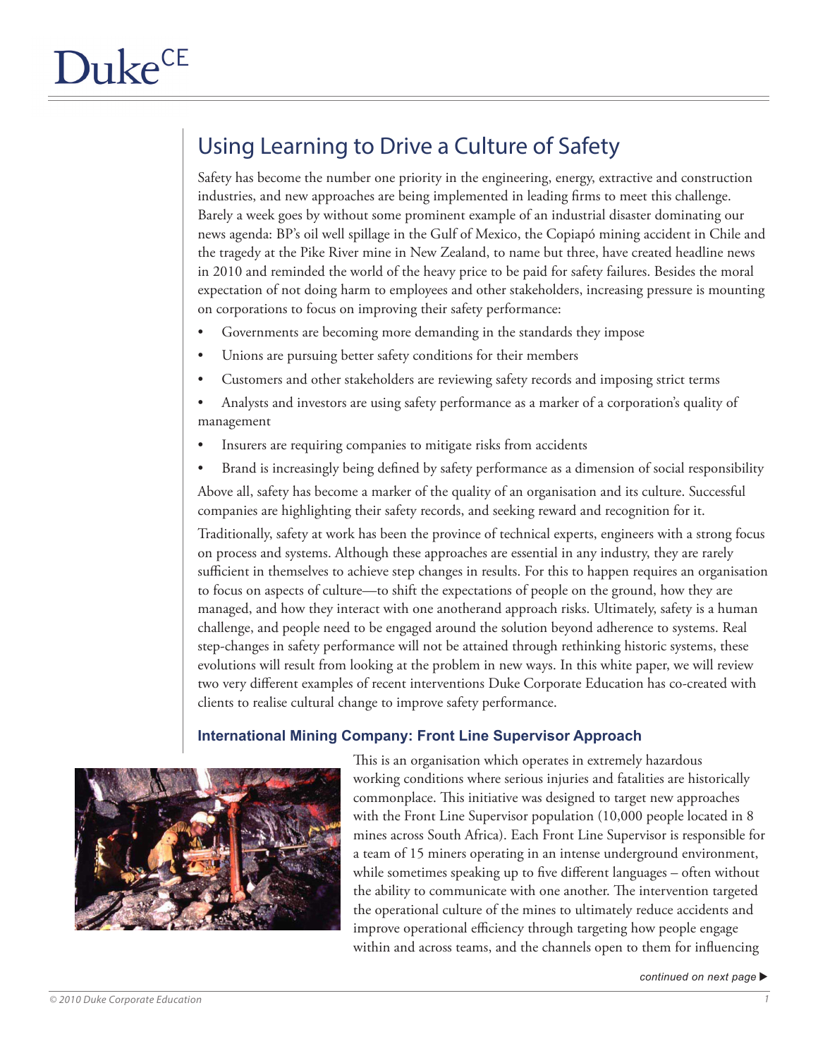# Using Learning to Drive a Culture of Safety

Safety has become the number one priority in the engineering, energy, extractive and construction industries, and new approaches are being implemented in leading firms to meet this challenge. Barely a week goes by without some prominent example of an industrial disaster dominating our news agenda: BP's oil well spillage in the Gulf of Mexico, the Copiapó mining accident in Chile and the tragedy at the Pike River mine in New Zealand, to name but three, have created headline news in 2010 and reminded the world of the heavy price to be paid for safety failures. Besides the moral expectation of not doing harm to employees and other stakeholders, increasing pressure is mounting on corporations to focus on improving their safety performance:

- Governments are becoming more demanding in the standards they impose
- Unions are pursuing better safety conditions for their members
- Customers and other stakeholders are reviewing safety records and imposing strict terms
- Analysts and investors are using safety performance as a marker of a corporation's quality of management
- Insurers are requiring companies to mitigate risks from accidents
- Brand is increasingly being defined by safety performance as a dimension of social responsibility

Above all, safety has become a marker of the quality of an organisation and its culture. Successful companies are highlighting their safety records, and seeking reward and recognition for it.

Traditionally, safety at work has been the province of technical experts, engineers with a strong focus on process and systems. Although these approaches are essential in any industry, they are rarely sufficient in themselves to achieve step changes in results. For this to happen requires an organisation to focus on aspects of culture—to shift the expectations of people on the ground, how they are managed, and how they interact with one anotherand approach risks. Ultimately, safety is a human challenge, and people need to be engaged around the solution beyond adherence to systems. Real step-changes in safety performance will not be attained through rethinking historic systems, these evolutions will result from looking at the problem in new ways. In this white paper, we will review two very different examples of recent interventions Duke Corporate Education has co-created with clients to realise cultural change to improve safety performance.

### International Mining Company: Front Line Supervisor Approach

This is an organisation which operates in extremely hazardous working conditions where serious injuries and fatalities are historically commonplace. This initiative was designed to target new approaches with the Front Line Supervisor population (10,000 people located in 8 mines across South Africa). Each Front Line Supervisor is responsible for a team of 15 miners operating in an intense underground environment, while sometimes speaking up to five different languages – often without the ability to communicate with one another. The intervention targeted the operational culture of the mines to ultimately reduce accidents and improve operational efficiency through targeting how people engage within and across teams, and the channels open to them for influencing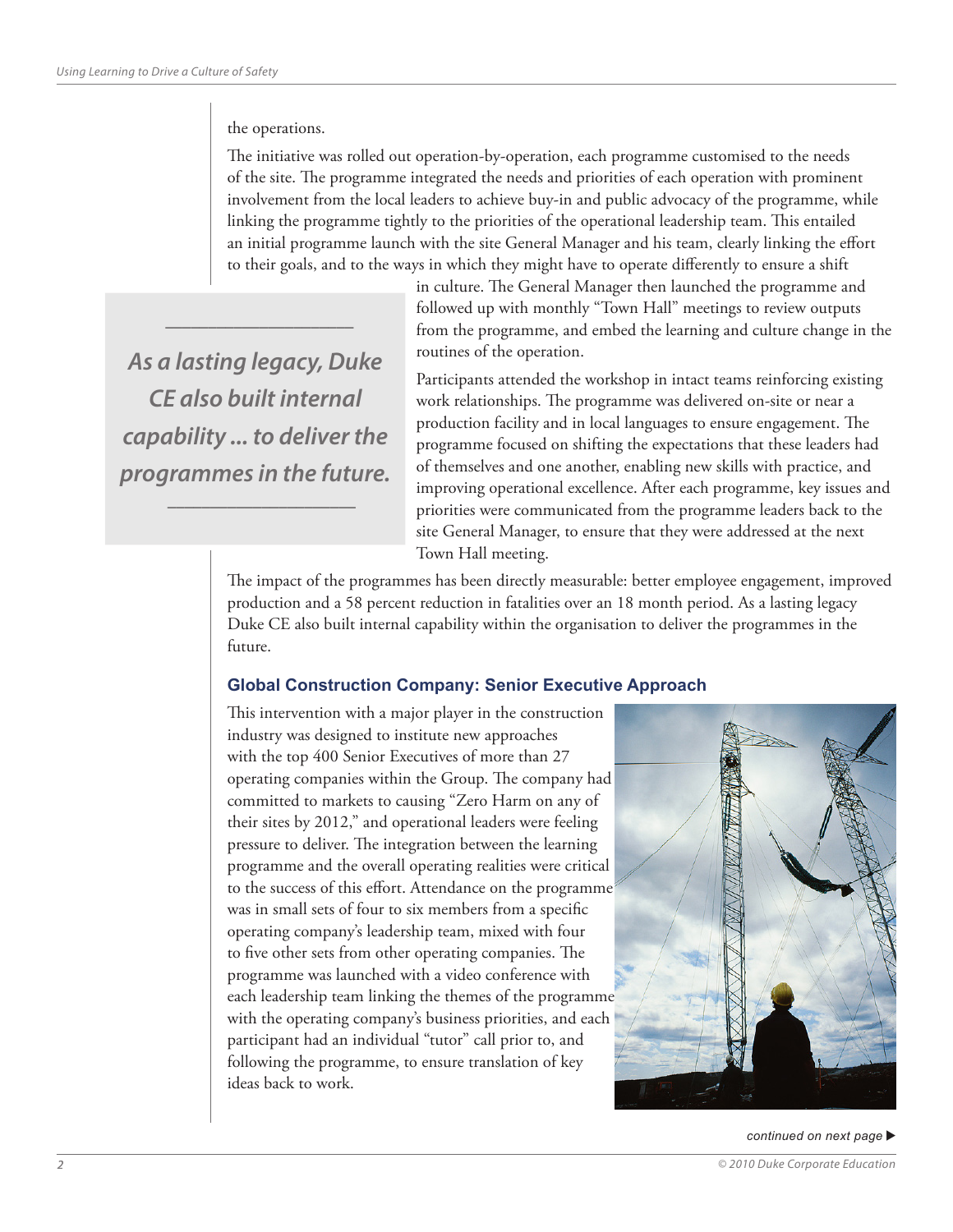the operations.

The initiative was rolled out operation-by-operation, each programme customised to the needs of the site. The programme integrated the needs and priorities of each operation with prominent involvement from the local leaders to achieve buy-in and public advocacy of the programme, while linking the programme tightly to the priorities of the operational leadership team. This entailed an initial programme launch with the site General Manager and his team, clearly linking the effort to their goals, and to the ways in which they might have to operate differently to ensure a shift in culture. The General Manager then launched the programme and followed up with monthly "Town Hall" meetings to review outputs from the programme, and embed the learning and culture change in the routines of the operation.

> *As a lasting legacy, Duke CE also built internal capability ... to deliver the programmes in the future.*

Participants attended the workshop in intact teams reinforcing existing work relationships. The programme was delivered on-site or near a production facility and in local languages to ensure engagement. The programme focused on shifting the expectations that these leaders had of themselves and one another, enabling new skills with practice, and improving operational excellence. After each programme, key issues and priorities were communicated from the programme leaders back to the site General Manager, to ensure that they were addressed at the next Town Hall meeting.

The impact of the programmes has been directly measurable: better employee engagement, improved production and a 58 percent reduction in fatalities over an 18 month period. As a lasting legacy Duke CE also built internal capability within the organisation to deliver the programmes in the future.

### Global Construction Company: Senior Executive Approach

This intervention with a major player in the construction industry was designed to institute new approaches with the top 400 Senior Executives of more than 27 operating companies within the Group. The company had committed to markets to causing "Zero Harm on any of their sites by 2012," and operational leaders were feeling pressure to deliver. The integration between the learning programme and the overall operating realities were critical to the success of this effort. Attendance on the programme was in small sets of four to six members from a specific operating company's leadership team, mixed with four to five other sets from other operating companies. The programme was launched with a video conference with each leadership team linking the themes of the programme with the operating company's business priorities, and each participant had an individual "tutor" call prior to, and following the programme, to ensure translation of key ideas back to work.

*continued on next page ▶*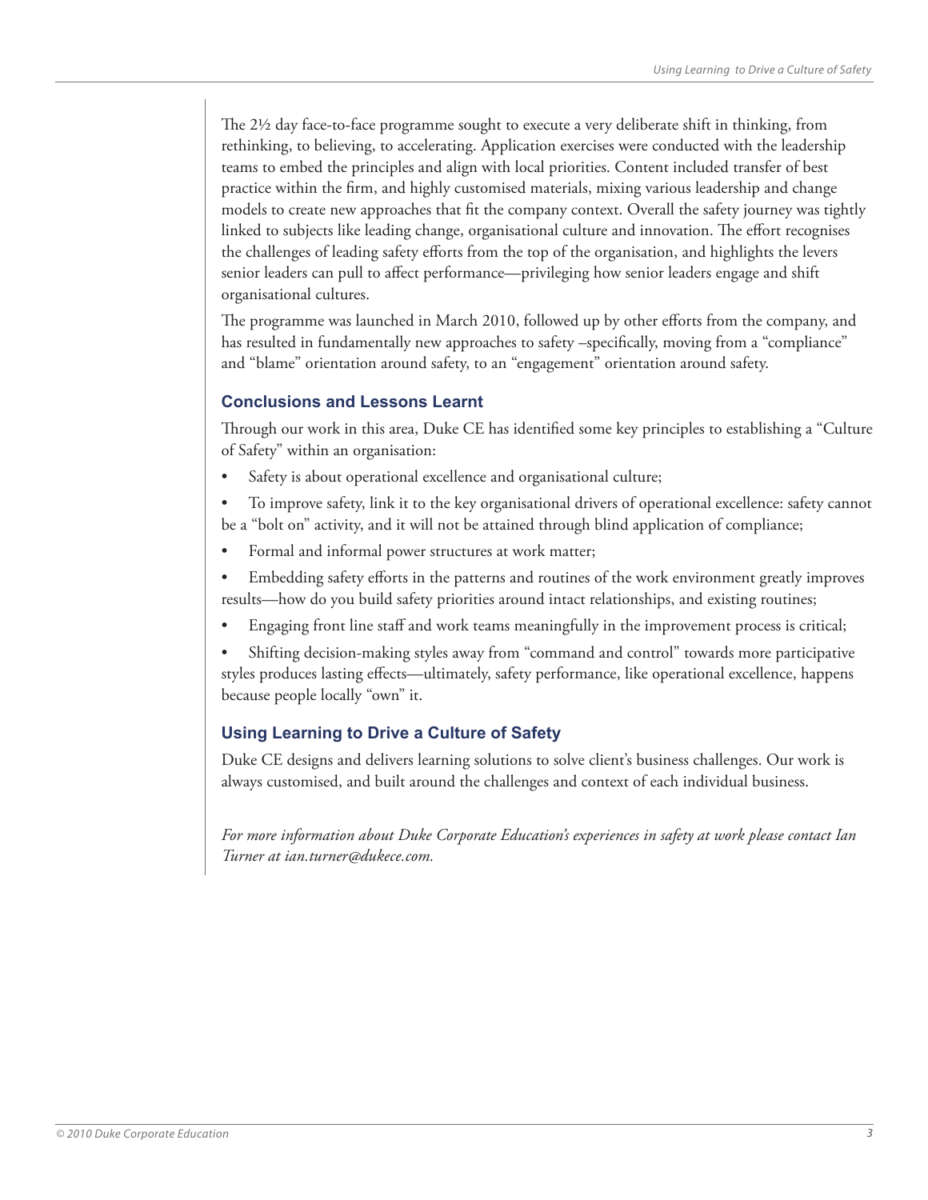The 2½ day face-to-face programme sought to execute a very deliberate shift in thinking, from rethinking, to believing, to accelerating. Application exercises were conducted with the leadership teams to embed the principles and align with local priorities. Content included transfer of best practice within the firm, and highly customised materials, mixing various leadership and change models to create new approaches that fit the company context. Overall the safety journey was tightly linked to subjects like leading change, organisational culture and innovation. The effort recognises the challenges of leading safety efforts from the top of the organisation, and highlights the levers senior leaders can pull to affect performance—privileging how senior leaders engage and shift organisational cultures.

The programme was launched in March 2010, followed up by other efforts from the company, and has resulted in fundamentally new approaches to safety –specifically, moving from a "compliance" and "blame" orientation around safety, to an "engagement" orientation around safety.

## Conclusions and Lessons Learnt

Through our work in this area, Duke CE has identified some key principles to establishing a "Culture of Safety" within an organisation:

- Safety is about operational excellence and organisational culture;
- To improve safety, link it to the key organisational drivers of operational excellence: safety cannot be a "bolt on" activity, and it will not be attained through blind application of compliance;
- Formal and informal power structures at work matter;
- Embedding safety efforts in the patterns and routines of the work environment greatly improves results—how do you build safety priorities around intact relationships, and existing routines;
- Engaging front line staff and work teams meaningfully in the improvement process is critical;
- Shifting decision-making styles away from "command and control" towards more participative styles produces lasting effects—ultimately, safety performance, like operational excellence, happens because people locally "own" it.

## Using Learning to Drive a Culture of Safety

Duke CE designs and delivers learning solutions to solve client's business challenges. Our work is always customised, and built around the challenges and context of each individual business.

*For more information about Duke Corporate Education's experiences in safety at work please contact Ian Turner at ian.turner@dukece.com.*